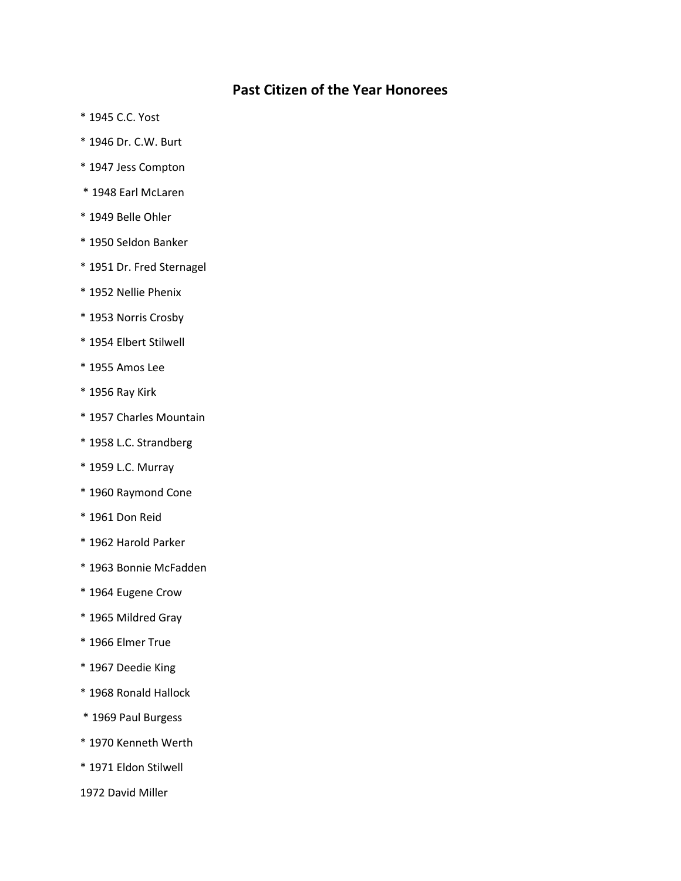## Past Citizen of the Year Honorees

* 1945 C.C. Yost

* 1946 Dr. C.W. Burt

* 1947 Jess Compton

* 1948 Earl McLaren

* 1949 Belle Ohler

* 1950 Seldon Banker

* 1951 Dr. Fred Sternagel

* 1952 Nellie Phenix

* 1953 Norris Crosby

* 1954 Elbert Stilwell

* 1955 Amos Lee

* 1956 Ray Kirk

* 1957 Charles Mountain

* 1958 L.C. Strandberg

* 1959 L.C. Murray

* 1960 Raymond Cone

* 1961 Don Reid

* 1962 Harold Parker

* 1963 Bonnie McFadden

* 1964 Eugene Crow

* 1965 Mildred Gray

* 1966 Elmer True

* 1967 Deedie King

* 1968 Ronald Hallock

* 1969 Paul Burgess

* 1970 Kenneth Werth

* 1971 Eldon Stilwell

1972 David Miller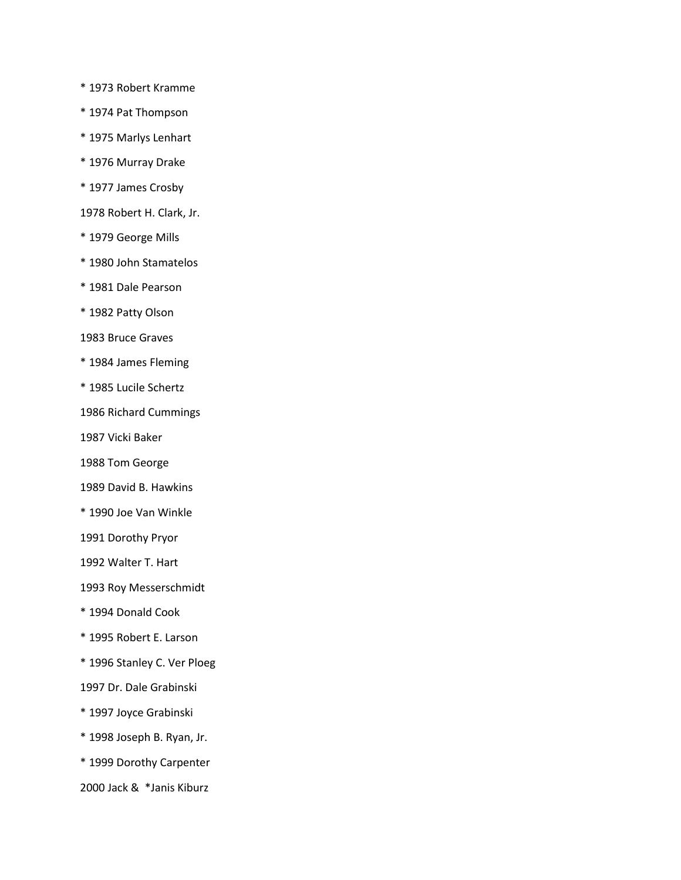* 1973 Robert Kramme

* 1974 Pat Thompson

* 1975 Marlys Lenhart

* 1976 Murray Drake

* 1977 James Crosby

1978 Robert H. Clark, Jr.

* 1979 George Mills

* 1980 John Stamatelos

* 1981 Dale Pearson

* 1982 Patty Olson

1983 Bruce Graves

* 1984 James Fleming

* 1985 Lucile Schertz

1986 Richard Cummings

1987 Vicki Baker

1988 Tom George

1989 David B. Hawkins

* 1990 Joe Van Winkle

1991 Dorothy Pryor

1992 Walter T. Hart

1993 Roy Messerschmidt

* 1994 Donald Cook

* 1995 Robert E. Larson

* 1996 Stanley C. Ver Ploeg

1997 Dr. Dale Grabinski

* 1997 Joyce Grabinski

* 1998 Joseph B. Ryan, Jr.

* 1999 Dorothy Carpenter

2000 Jack & *Janis Kiburz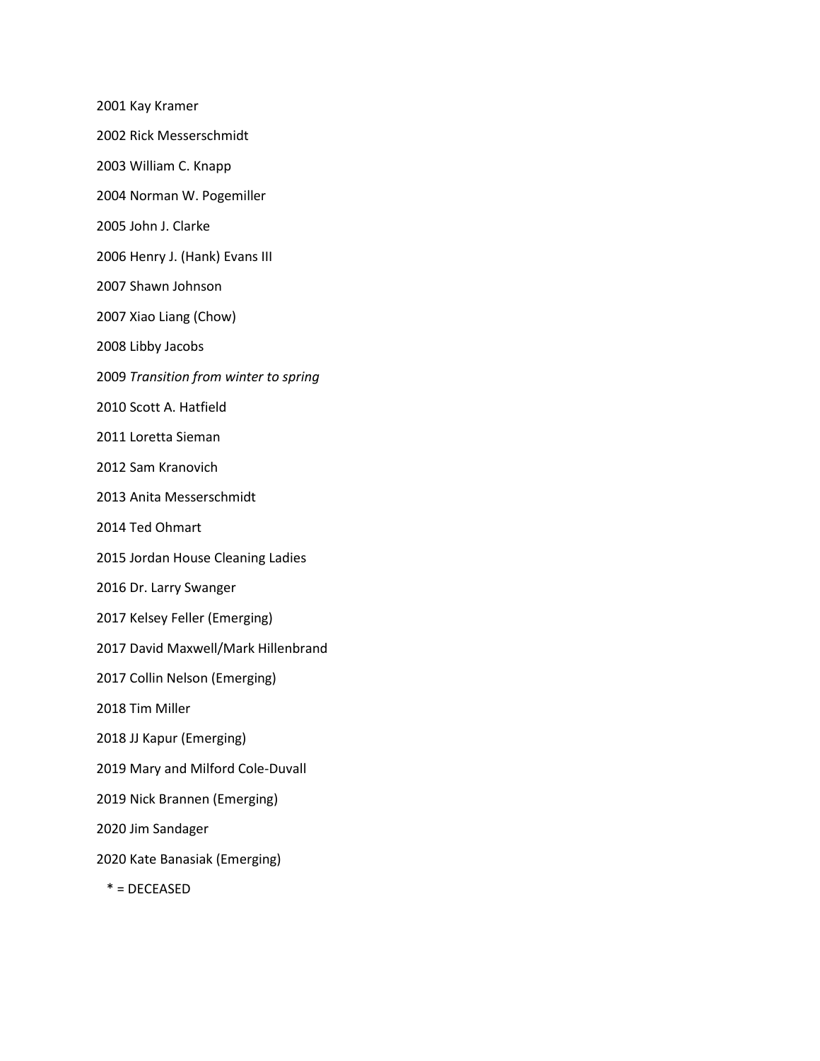2001 Kay Kramer

2002 Rick Messerschmidt

2003 William C. Knapp

2004 Norman W. Pogemiller

2005 John J. Clarke

2006 Henry J. (Hank) Evans III

2007 Shawn Johnson

2007 Xiao Liang (Chow)

2008 Libby Jacobs

2009 *Transition from winter to spring*

2010 Scott A. Hatfield

2011 Loretta Sieman

2012 Sam Kranovich

2013 Anita Messerschmidt

2014 Ted Ohmart

2015 Jordan House Cleaning Ladies

2016 Dr. Larry Swanger

2017 Kelsey Feller (Emerging)

2017 David Maxwell/Mark Hillenbrand

2017 Collin Nelson (Emerging)

2018 Tim Miller

2018 JJ Kapur (Emerging)

2019 Mary and Milford Cole-Duvall

2019 Nick Brannen (Emerging)

2020 Jim Sandager

2020 Kate Banasiak (Emerging)

* = DECEASED